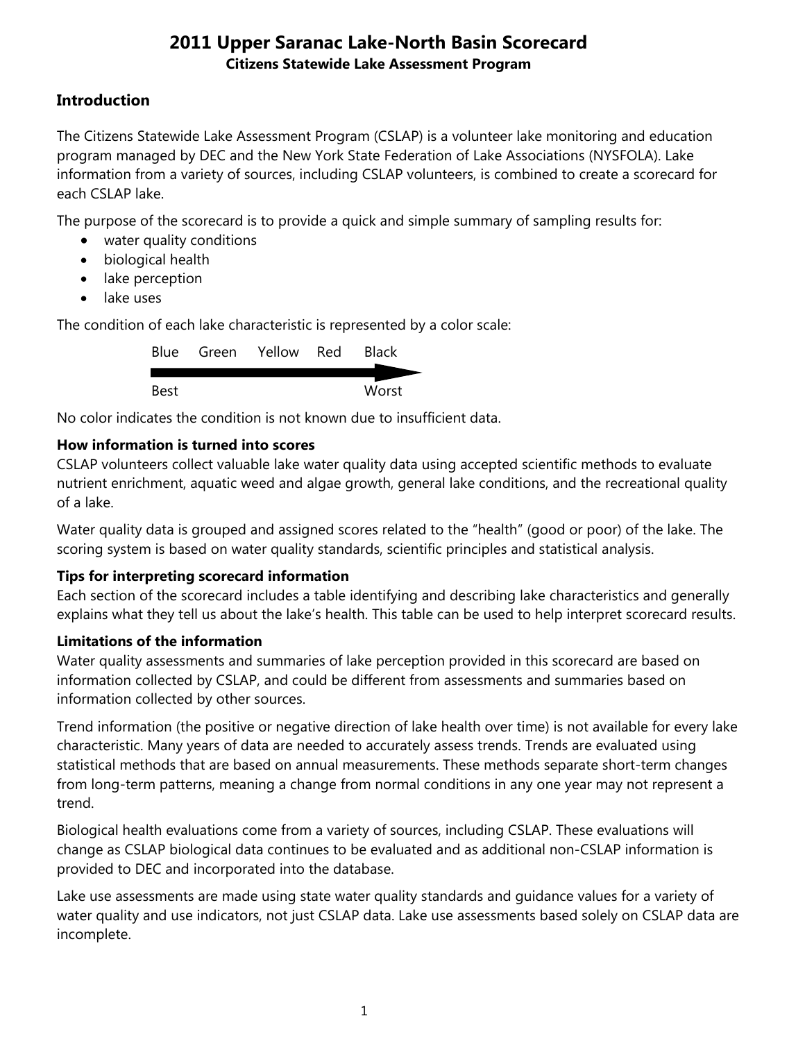# 2011 Upper Saranac Lake-North Basin Scorecard

**Citizens Statewide Lake Assessment Program**

## Introduction

The Citizens Statewide Lake Assessment Program (CSLAP) is a volunteer lake monitoring and education program managed by DEC and the New York State Federation of Lake Associations (NYSFOLA). Lake information from a variety of sources, including CSLAP volunteers, is combined to create a scorecard for each CSLAP lake.

The purpose of the scorecard is to provide a quick and simple summary of sampling results for:

- water quality conditions
- biological health
- lake perception
- lake uses

The condition of each lake characteristic is represented by a color scale:

Blue Green Yellow Red Black

Best → Worst

No color indicates the condition is not known due to insufficient data.

**How information is turned into scores**

CSLAP volunteers collect valuable lake water quality data using accepted scientific methods to evaluate nutrient enrichment, aquatic weed and algae growth, general lake conditions, and the recreational quality of a lake.

Water quality data is grouped and assigned scores related to the "health" (good or poor) of the lake. The scoring system is based on water quality standards, scientific principles and statistical analysis.

**Tips for interpreting scorecard information**

Each section of the scorecard includes a table identifying and describing lake characteristics and generally explains what they tell us about the lake's health. This table can be used to help interpret scorecard results.

**Limitations of the information**

Water quality assessments and summaries of lake perception provided in this scorecard are based on information collected by CSLAP, and could be different from assessments and summaries based on information collected by other sources.

Trend information (the positive or negative direction of lake health over time) is not available for every lake characteristic. Many years of data are needed to accurately assess trends. Trends are evaluated using statistical methods that are based on annual measurements. These methods separate short-term changes from long-term patterns, meaning a change from normal conditions in any one year may not represent a trend.

Biological health evaluations come from a variety of sources, including CSLAP. These evaluations will change as CSLAP biological data continues to be evaluated and as additional non-CSLAP information is provided to DEC and incorporated into the database.

Lake use assessments are made using state water quality standards and guidance values for a variety of water quality and use indicators, not just CSLAP data. Lake use assessments based solely on CSLAP data are incomplete.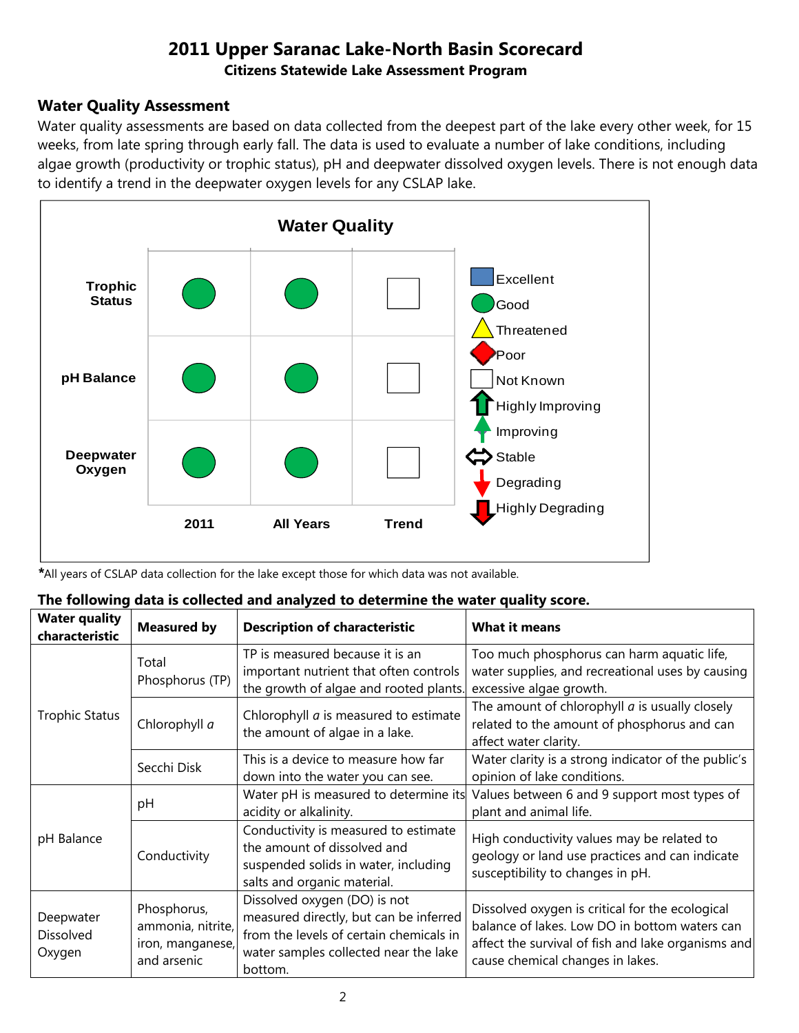# 2011 Upper Saranac Lake-North Basin Scorecard

**Citizens Statewide Lake Assessment Program**

## Water Quality Assessment

Water quality assessments are based on data collected from the deepest part of the lake every other week, for 15 weeks, from late spring through early fall. The data is used to evaluate a number of lake conditions, including algae growth (productivity or trophic status), pH and deepwater dissolved oxygen levels. There is not enough data to identify a trend in the deepwater oxygen levels for any CSLAP lake.

**Water Quality**

| | 2011 | All Years | Trend |
|---|---|---|---|
| Trophic Status | Good | Good | Not Known |
| pH Balance | Good | Good | Not Known |
| Deepwater Oxygen | Good | Good | Not Known |

Legend: Excellent, Good, Threatened, Poor, Not Known, Highly Improving, Improving, Stable, Degrading, Highly Degrading

*All years of CSLAP data collection for the lake except those for which data was not available.

**The following data is collected and analyzed to determine the water quality score.**

| Water quality characteristic | Measured by | Description of characteristic | What it means |
|---|---|---|---|
| Trophic Status | Total Phosphorus (TP) | TP is measured because it is an important nutrient that often controls the growth of algae and rooted plants. | Too much phosphorus can harm aquatic life, water supplies, and recreational uses by causing excessive algae growth. |
| | Chlorophyll *a* | Chlorophyll *a* is measured to estimate the amount of algae in a lake. | The amount of chlorophyll *a* is usually closely related to the amount of phosphorus and can affect water clarity. |
| | Secchi Disk | This is a device to measure how far down into the water you can see. | Water clarity is a strong indicator of the public's opinion of lake conditions. |
| pH Balance | pH | Water pH is measured to determine its acidity or alkalinity. | Values between 6 and 9 support most types of plant and animal life. |
| | Conductivity | Conductivity is measured to estimate the amount of dissolved and suspended solids in water, including salts and organic material. | High conductivity values may be related to geology or land use practices and can indicate susceptibility to changes in pH. |
| Deepwater Dissolved Oxygen | Phosphorus, ammonia, nitrite, iron, manganese, and arsenic | Dissolved oxygen (DO) is not measured directly, but can be inferred from the levels of certain chemicals in water samples collected near the lake bottom. | Dissolved oxygen is critical for the ecological balance of lakes. Low DO in bottom waters can affect the survival of fish and lake organisms and cause chemical changes in lakes. |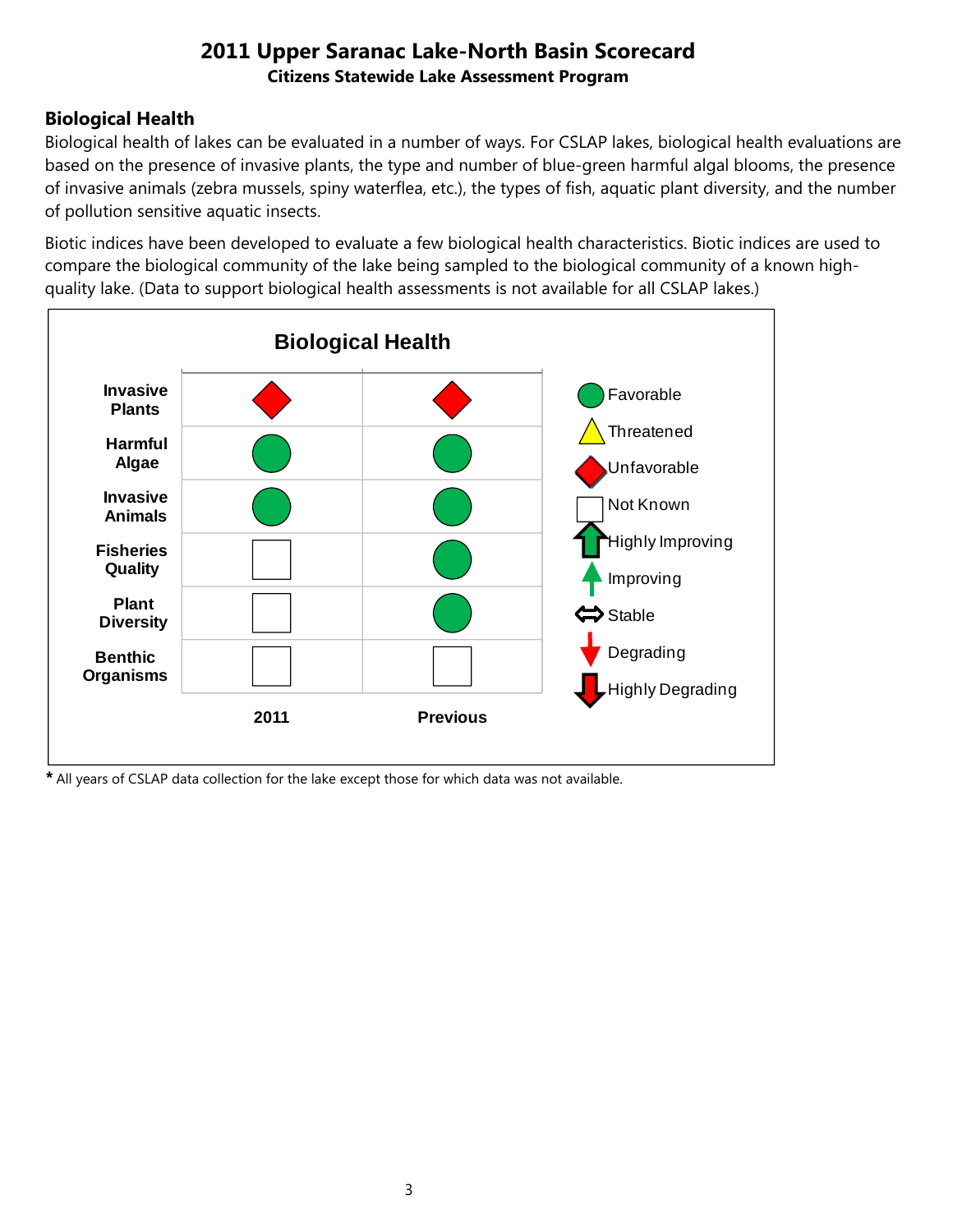# 2011 Upper Saranac Lake-North Basin Scorecard

**Citizens Statewide Lake Assessment Program**

## Biological Health

Biological health of lakes can be evaluated in a number of ways. For CSLAP lakes, biological health evaluations are based on the presence of invasive plants, the type and number of blue-green harmful algal blooms, the presence of invasive animals (zebra mussels, spiny waterflea, etc.), the types of fish, aquatic plant diversity, and the number of pollution sensitive aquatic insects.

Biotic indices have been developed to evaluate a few biological health characteristics. Biotic indices are used to compare the biological community of the lake being sampled to the biological community of a known high-quality lake. (Data to support biological health assessments is not available for all CSLAP lakes.)

**Biological Health**

| | 2011 | Previous |
|---|---|---|
| **Invasive Plants** | Unfavorable | Unfavorable |
| **Harmful Algae** | Favorable | Favorable |
| **Invasive Animals** | Favorable | Favorable |
| **Fisheries Quality** | Not Known | Favorable |
| **Plant Diversity** | Not Known | Favorable |
| **Benthic Organisms** | Not Known | Not Known |

Legend: Favorable; Threatened; Unfavorable; Not Known; Highly Improving; Improving; Stable; Degrading; Highly Degrading

* All years of CSLAP data collection for the lake except those for which data was not available.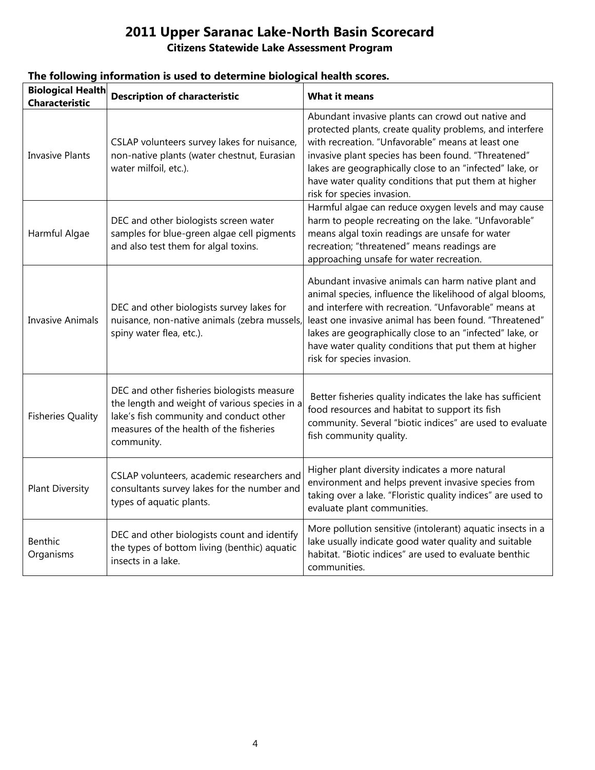# 2011 Upper Saranac Lake-North Basin Scorecard

**Citizens Statewide Lake Assessment Program**

**The following information is used to determine biological health scores.**

| Biological Health Characteristic | Description of characteristic | What it means |
|---|---|---|
| Invasive Plants | CSLAP volunteers survey lakes for nuisance, non-native plants (water chestnut, Eurasian water milfoil, etc.). | Abundant invasive plants can crowd out native and protected plants, create quality problems, and interfere with recreation. "Unfavorable" means at least one invasive plant species has been found. "Threatened" lakes are geographically close to an "infected" lake, or have water quality conditions that put them at higher risk for species invasion. |
| Harmful Algae | DEC and other biologists screen water samples for blue-green algae cell pigments and also test them for algal toxins. | Harmful algae can reduce oxygen levels and may cause harm to people recreating on the lake. "Unfavorable" means algal toxin readings are unsafe for water recreation; "threatened" means readings are approaching unsafe for water recreation. |
| Invasive Animals | DEC and other biologists survey lakes for nuisance, non-native animals (zebra mussels, spiny water flea, etc.). | Abundant invasive animals can harm native plant and animal species, influence the likelihood of algal blooms, and interfere with recreation. "Unfavorable" means at least one invasive animal has been found. "Threatened" lakes are geographically close to an "infected" lake, or have water quality conditions that put them at higher risk for species invasion. |
| Fisheries Quality | DEC and other fisheries biologists measure the length and weight of various species in a lake's fish community and conduct other measures of the health of the fisheries community. | Better fisheries quality indicates the lake has sufficient food resources and habitat to support its fish community. Several "biotic indices" are used to evaluate fish community quality. |
| Plant Diversity | CSLAP volunteers, academic researchers and consultants survey lakes for the number and types of aquatic plants. | Higher plant diversity indicates a more natural environment and helps prevent invasive species from taking over a lake. "Floristic quality indices" are used to evaluate plant communities. |
| Benthic Organisms | DEC and other biologists count and identify the types of bottom living (benthic) aquatic insects in a lake. | More pollution sensitive (intolerant) aquatic insects in a lake usually indicate good water quality and suitable habitat. "Biotic indices" are used to evaluate benthic communities. |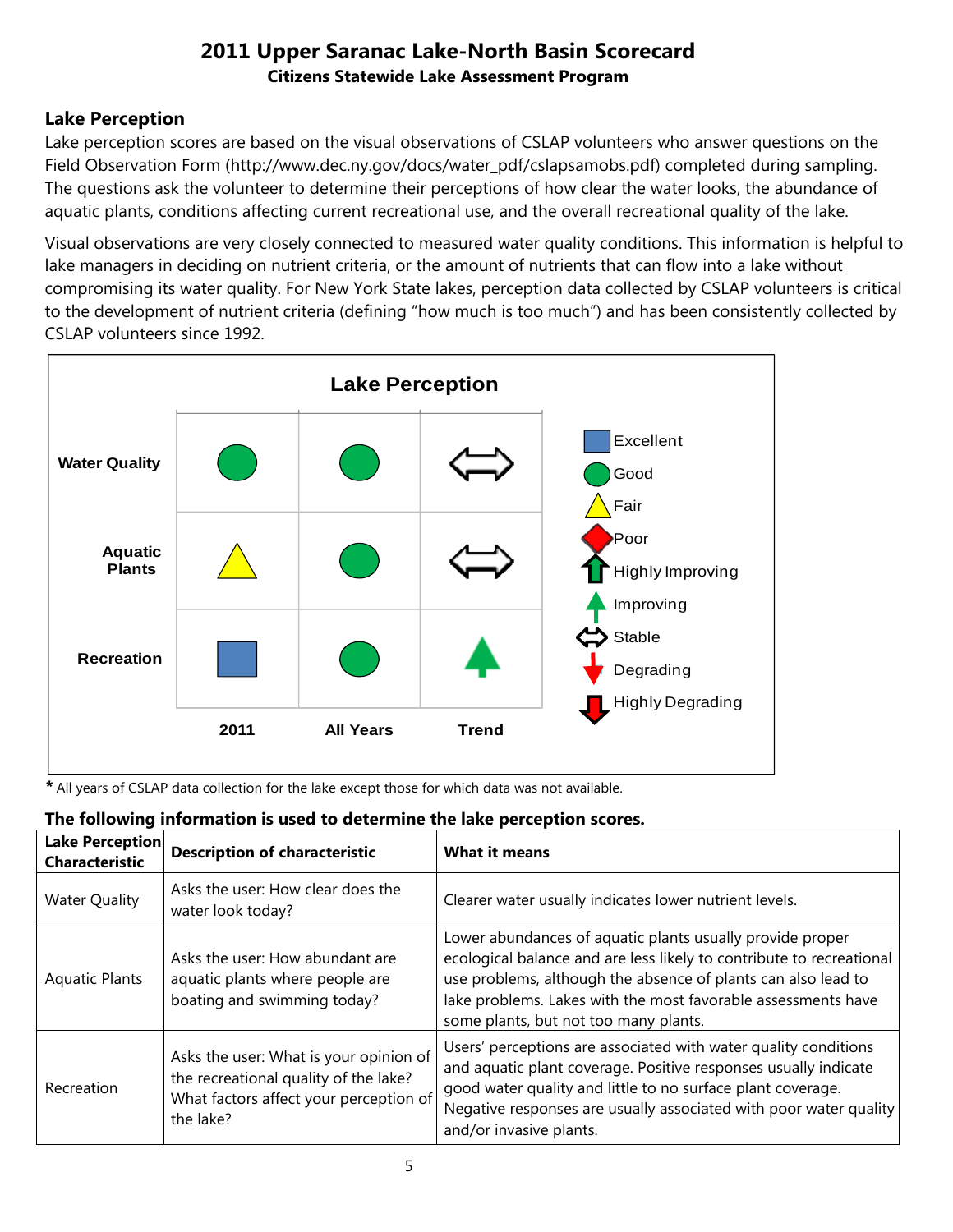# 2011 Upper Saranac Lake-North Basin Scorecard

**Citizens Statewide Lake Assessment Program**

## Lake Perception

Lake perception scores are based on the visual observations of CSLAP volunteers who answer questions on the Field Observation Form (http://www.dec.ny.gov/docs/water_pdf/cslapsamobs.pdf) completed during sampling. The questions ask the volunteer to determine their perceptions of how clear the water looks, the abundance of aquatic plants, conditions affecting current recreational use, and the overall recreational quality of the lake.

Visual observations are very closely connected to measured water quality conditions. This information is helpful to lake managers in deciding on nutrient criteria, or the amount of nutrients that can flow into a lake without compromising its water quality. For New York State lakes, perception data collected by CSLAP volunteers is critical to the development of nutrient criteria (defining "how much is too much") and has been consistently collected by CSLAP volunteers since 1992.

**Lake Perception**

| | 2011 | All Years | Trend |
|---|---|---|---|
| Water Quality | Good | Good | Stable |
| Aquatic Plants | Fair | Good | Stable |
| Recreation | Excellent | Good | Improving |

Legend: Excellent, Good, Fair, Poor, Highly Improving, Improving, Stable, Degrading, Highly Degrading

* All years of CSLAP data collection for the lake except those for which data was not available.

**The following information is used to determine the lake perception scores.**

| Lake Perception Characteristic | Description of characteristic | What it means |
|---|---|---|
| Water Quality | Asks the user: How clear does the water look today? | Clearer water usually indicates lower nutrient levels. |
| Aquatic Plants | Asks the user: How abundant are aquatic plants where people are boating and swimming today? | Lower abundances of aquatic plants usually provide proper ecological balance and are less likely to contribute to recreational use problems, although the absence of plants can also lead to lake problems. Lakes with the most favorable assessments have some plants, but not too many plants. |
| Recreation | Asks the user: What is your opinion of the recreational quality of the lake? What factors affect your perception of the lake? | Users' perceptions are associated with water quality conditions and aquatic plant coverage. Positive responses usually indicate good water quality and little to no surface plant coverage. Negative responses are usually associated with poor water quality and/or invasive plants. |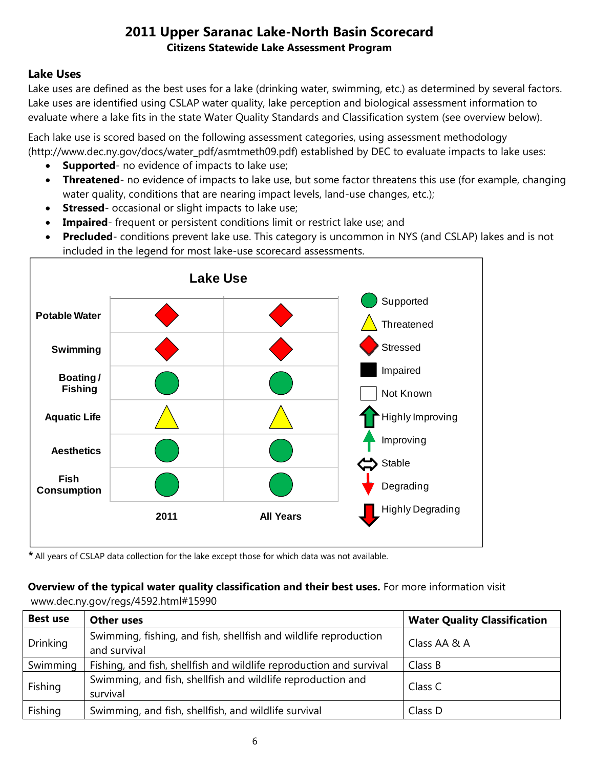# 2011 Upper Saranac Lake-North Basin Scorecard

### Citizens Statewide Lake Assessment Program

## Lake Uses

Lake uses are defined as the best uses for a lake (drinking water, swimming, etc.) as determined by several factors. Lake uses are identified using CSLAP water quality, lake perception and biological assessment information to evaluate where a lake fits in the state Water Quality Standards and Classification system (see overview below).

Each lake use is scored based on the following assessment categories, using assessment methodology (http://www.dec.ny.gov/docs/water_pdf/asmtmeth09.pdf) established by DEC to evaluate impacts to lake uses:

- **Supported**- no evidence of impacts to lake use;
- **Threatened**- no evidence of impacts to lake use, but some factor threatens this use (for example, changing water quality, conditions that are nearing impact levels, land-use changes, etc.);
- **Stressed**- occasional or slight impacts to lake use;
- **Impaired**- frequent or persistent conditions limit or restrict lake use; and
- **Precluded**- conditions prevent lake use. This category is uncommon in NYS (and CSLAP) lakes and is not included in the legend for most lake-use scorecard assessments.

**Lake Use**

| | 2011 | All Years |
|---|---|---|
| Potable Water | Stressed | Stressed |
| Swimming | Stressed | Stressed |
| Boating / Fishing | Supported | Supported |
| Aquatic Life | Threatened | Threatened |
| Aesthetics | Supported | Supported |
| Fish Consumption | Supported | Supported |

Legend: Supported; Threatened; Stressed; Impaired; Not Known; Highly Improving; Improving; Stable; Degrading; Highly Degrading

* All years of CSLAP data collection for the lake except those for which data was not available.

**Overview of the typical water quality classification and their best uses.** For more information visit www.dec.ny.gov/regs/4592.html#15990

| Best use | Other uses | Water Quality Classification |
|---|---|---|
| Drinking | Swimming, fishing, and fish, shellfish and wildlife reproduction and survival | Class AA & A |
| Swimming | Fishing, and fish, shellfish and wildlife reproduction and survival | Class B |
| Fishing | Swimming, and fish, shellfish and wildlife reproduction and survival | Class C |
| Fishing | Swimming, and fish, shellfish, and wildlife survival | Class D |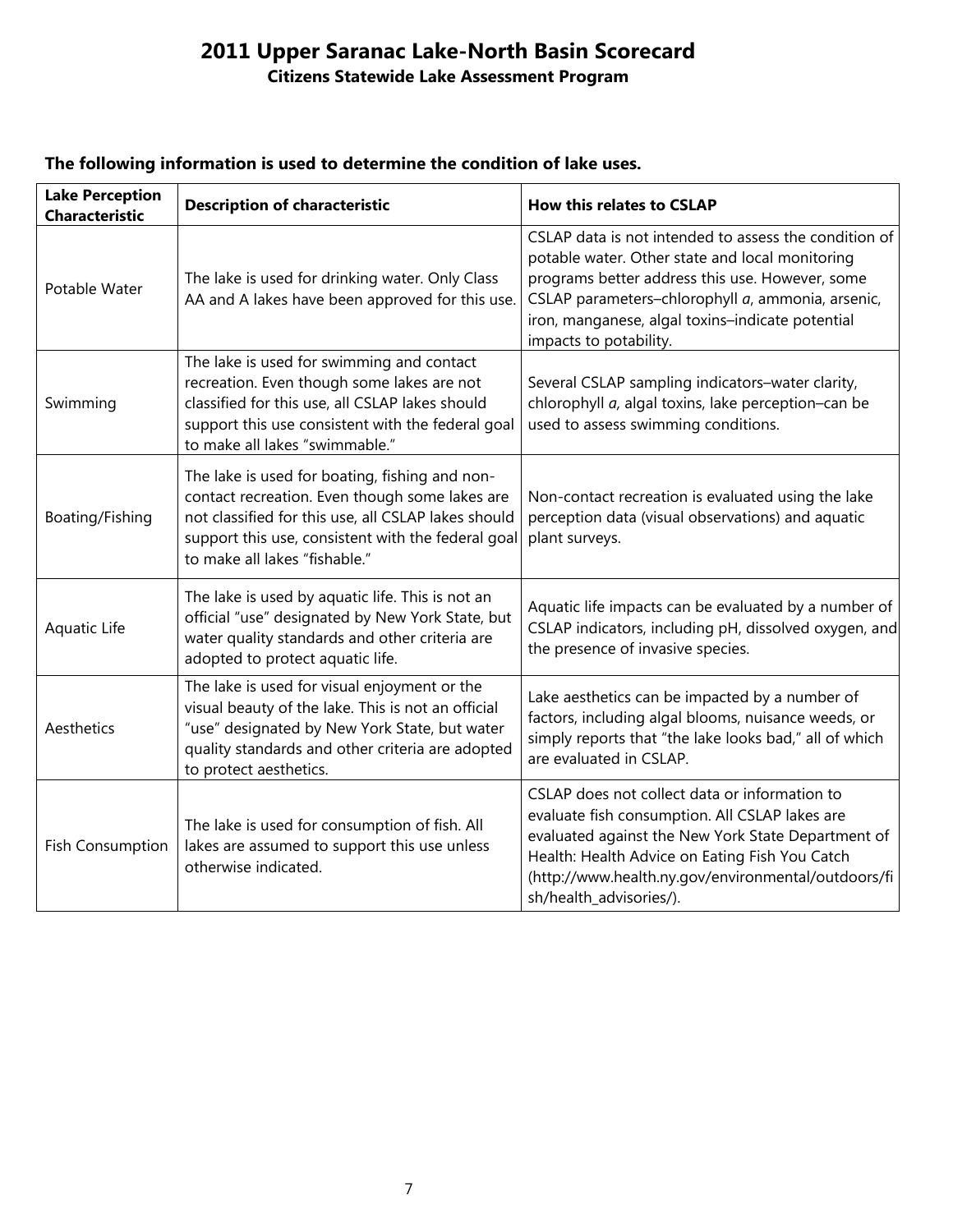# 2011 Upper Saranac Lake-North Basin Scorecard

**Citizens Statewide Lake Assessment Program**

### The following information is used to determine the condition of lake uses.

| Lake Perception Characteristic | Description of characteristic | How this relates to CSLAP |
|---|---|---|
| Potable Water | The lake is used for drinking water. Only Class AA and A lakes have been approved for this use. | CSLAP data is not intended to assess the condition of potable water. Other state and local monitoring programs better address this use. However, some CSLAP parameters–chlorophyll *a*, ammonia, arsenic, iron, manganese, algal toxins–indicate potential impacts to potability. |
| Swimming | The lake is used for swimming and contact recreation. Even though some lakes are not classified for this use, all CSLAP lakes should support this use consistent with the federal goal to make all lakes "swimmable." | Several CSLAP sampling indicators–water clarity, chlorophyll *a*, algal toxins, lake perception–can be used to assess swimming conditions. |
| Boating/Fishing | The lake is used for boating, fishing and non-contact recreation. Even though some lakes are not classified for this use, all CSLAP lakes should support this use, consistent with the federal goal to make all lakes "fishable." | Non-contact recreation is evaluated using the lake perception data (visual observations) and aquatic plant surveys. |
| Aquatic Life | The lake is used by aquatic life. This is not an official "use" designated by New York State, but water quality standards and other criteria are adopted to protect aquatic life. | Aquatic life impacts can be evaluated by a number of CSLAP indicators, including pH, dissolved oxygen, and the presence of invasive species. |
| Aesthetics | The lake is used for visual enjoyment or the visual beauty of the lake. This is not an official "use" designated by New York State, but water quality standards and other criteria are adopted to protect aesthetics. | Lake aesthetics can be impacted by a number of factors, including algal blooms, nuisance weeds, or simply reports that "the lake looks bad," all of which are evaluated in CSLAP. |
| Fish Consumption | The lake is used for consumption of fish. All lakes are assumed to support this use unless otherwise indicated. | CSLAP does not collect data or information to evaluate fish consumption. All CSLAP lakes are evaluated against the New York State Department of Health: Health Advice on Eating Fish You Catch (http://www.health.ny.gov/environmental/outdoors/fish/health_advisories/). |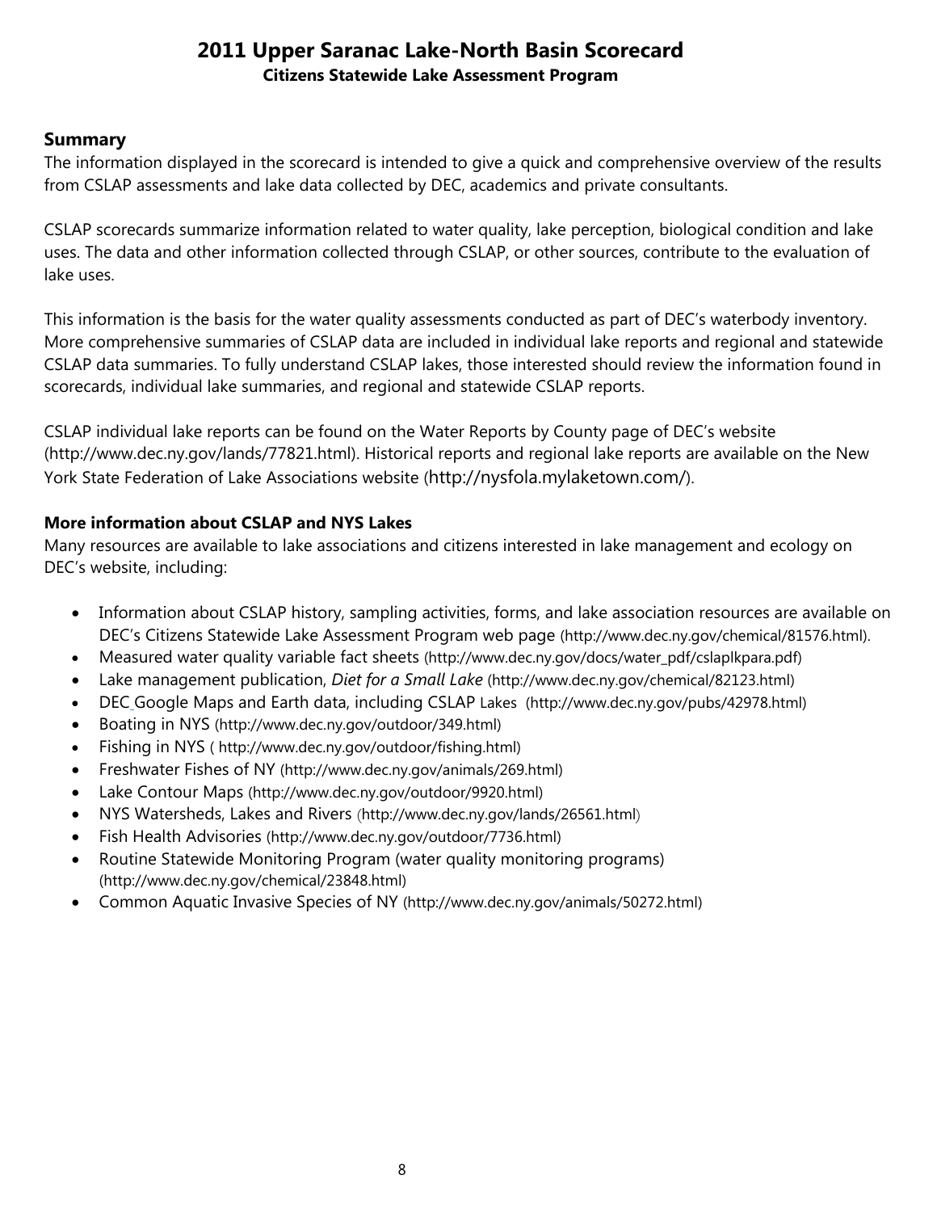# 2011 Upper Saranac Lake-North Basin Scorecard

**Citizens Statewide Lake Assessment Program**

## Summary

The information displayed in the scorecard is intended to give a quick and comprehensive overview of the results from CSLAP assessments and lake data collected by DEC, academics and private consultants.

CSLAP scorecards summarize information related to water quality, lake perception, biological condition and lake uses. The data and other information collected through CSLAP, or other sources, contribute to the evaluation of lake uses.

This information is the basis for the water quality assessments conducted as part of DEC's waterbody inventory. More comprehensive summaries of CSLAP data are included in individual lake reports and regional and statewide CSLAP data summaries. To fully understand CSLAP lakes, those interested should review the information found in scorecards, individual lake summaries, and regional and statewide CSLAP reports.

CSLAP individual lake reports can be found on the Water Reports by County page of DEC's website (http://www.dec.ny.gov/lands/77821.html). Historical reports and regional lake reports are available on the New York State Federation of Lake Associations website (http://nysfola.mylaketown.com/).

## More information about CSLAP and NYS Lakes

Many resources are available to lake associations and citizens interested in lake management and ecology on DEC's website, including:

- Information about CSLAP history, sampling activities, forms, and lake association resources are available on DEC's Citizens Statewide Lake Assessment Program web page (http://www.dec.ny.gov/chemical/81576.html).
- Measured water quality variable fact sheets (http://www.dec.ny.gov/docs/water_pdf/cslaplkpara.pdf)
- Lake management publication, *Diet for a Small Lake* (http://www.dec.ny.gov/chemical/82123.html)
- DEC Google Maps and Earth data, including CSLAP Lakes (http://www.dec.ny.gov/pubs/42978.html)
- Boating in NYS (http://www.dec.ny.gov/outdoor/349.html)
- Fishing in NYS ( http://www.dec.ny.gov/outdoor/fishing.html)
- Freshwater Fishes of NY (http://www.dec.ny.gov/animals/269.html)
- Lake Contour Maps (http://www.dec.ny.gov/outdoor/9920.html)
- NYS Watersheds, Lakes and Rivers (http://www.dec.ny.gov/lands/26561.html)
- Fish Health Advisories (http://www.dec.ny.gov/outdoor/7736.html)
- Routine Statewide Monitoring Program (water quality monitoring programs) (http://www.dec.ny.gov/chemical/23848.html)
- Common Aquatic Invasive Species of NY (http://www.dec.ny.gov/animals/50272.html)